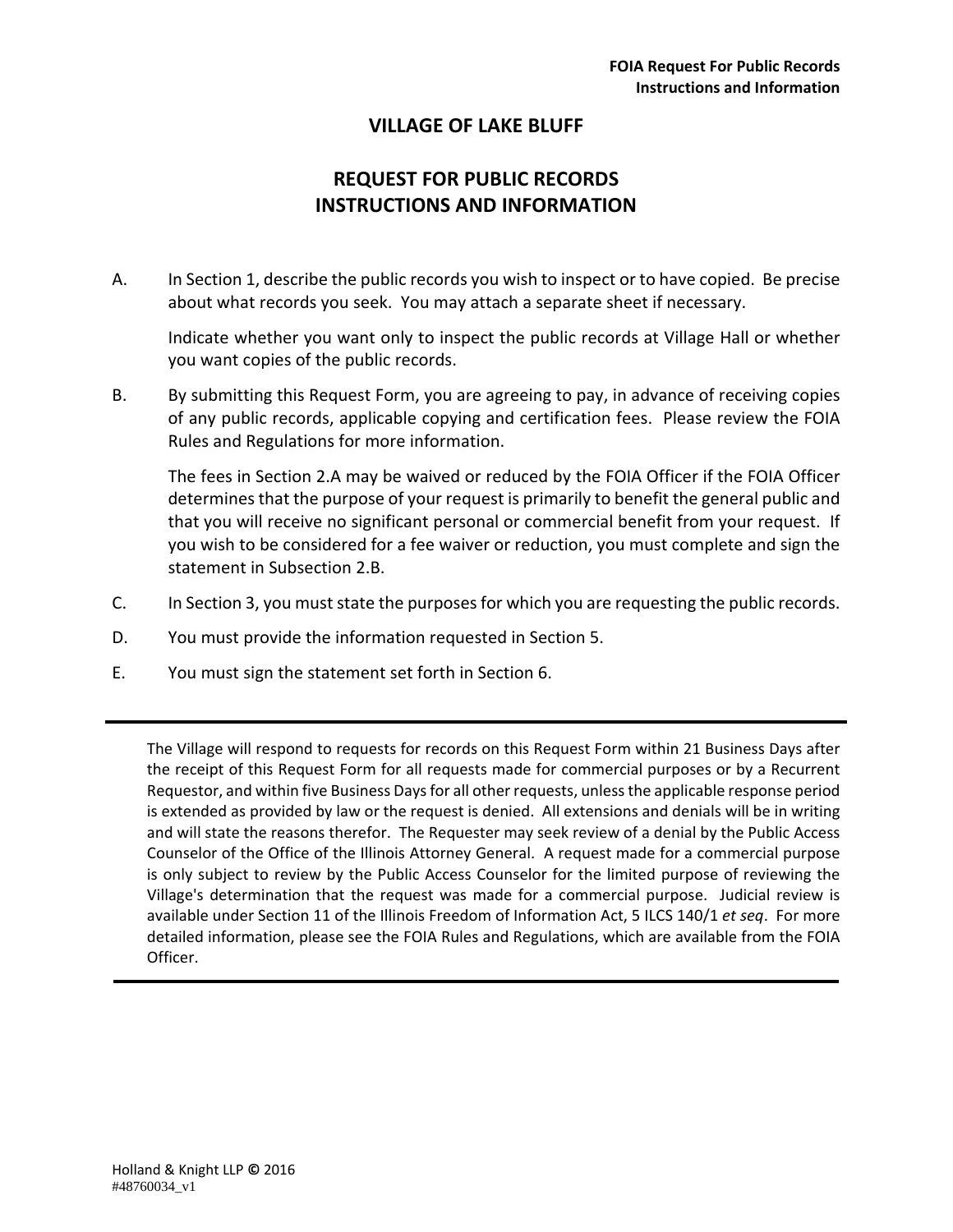# VILLAGE OF LAKE BLUFF

## REQUEST FOR PUBLIC RECORDS
## INSTRUCTIONS AND INFORMATION

A. In Section 1, describe the public records you wish to inspect or to have copied. Be precise about what records you seek. You may attach a separate sheet if necessary.

   Indicate whether you want only to inspect the public records at Village Hall or whether you want copies of the public records.

B. By submitting this Request Form, you are agreeing to pay, in advance of receiving copies of any public records, applicable copying and certification fees. Please review the FOIA Rules and Regulations for more information.

   The fees in Section 2.A may be waived or reduced by the FOIA Officer if the FOIA Officer determines that the purpose of your request is primarily to benefit the general public and that you will receive no significant personal or commercial benefit from your request. If you wish to be considered for a fee waiver or reduction, you must complete and sign the statement in Subsection 2.B.

C. In Section 3, you must state the purposes for which you are requesting the public records.

D. You must provide the information requested in Section 5.

E. You must sign the statement set forth in Section 6.

---

The Village will respond to requests for records on this Request Form within 21 Business Days after the receipt of this Request Form for all requests made for commercial purposes or by a Recurrent Requestor, and within five Business Days for all other requests, unless the applicable response period is extended as provided by law or the request is denied. All extensions and denials will be in writing and will state the reasons therefor. The Requester may seek review of a denial by the Public Access Counselor of the Office of the Illinois Attorney General. A request made for a commercial purpose is only subject to review by the Public Access Counselor for the limited purpose of reviewing the Village's determination that the request was made for a commercial purpose. Judicial review is available under Section 11 of the Illinois Freedom of Information Act, 5 ILCS 140/1 *et seq*. For more detailed information, please see the FOIA Rules and Regulations, which are available from the FOIA Officer.

---

Holland & Knight LLP © 2016
#48760034_v1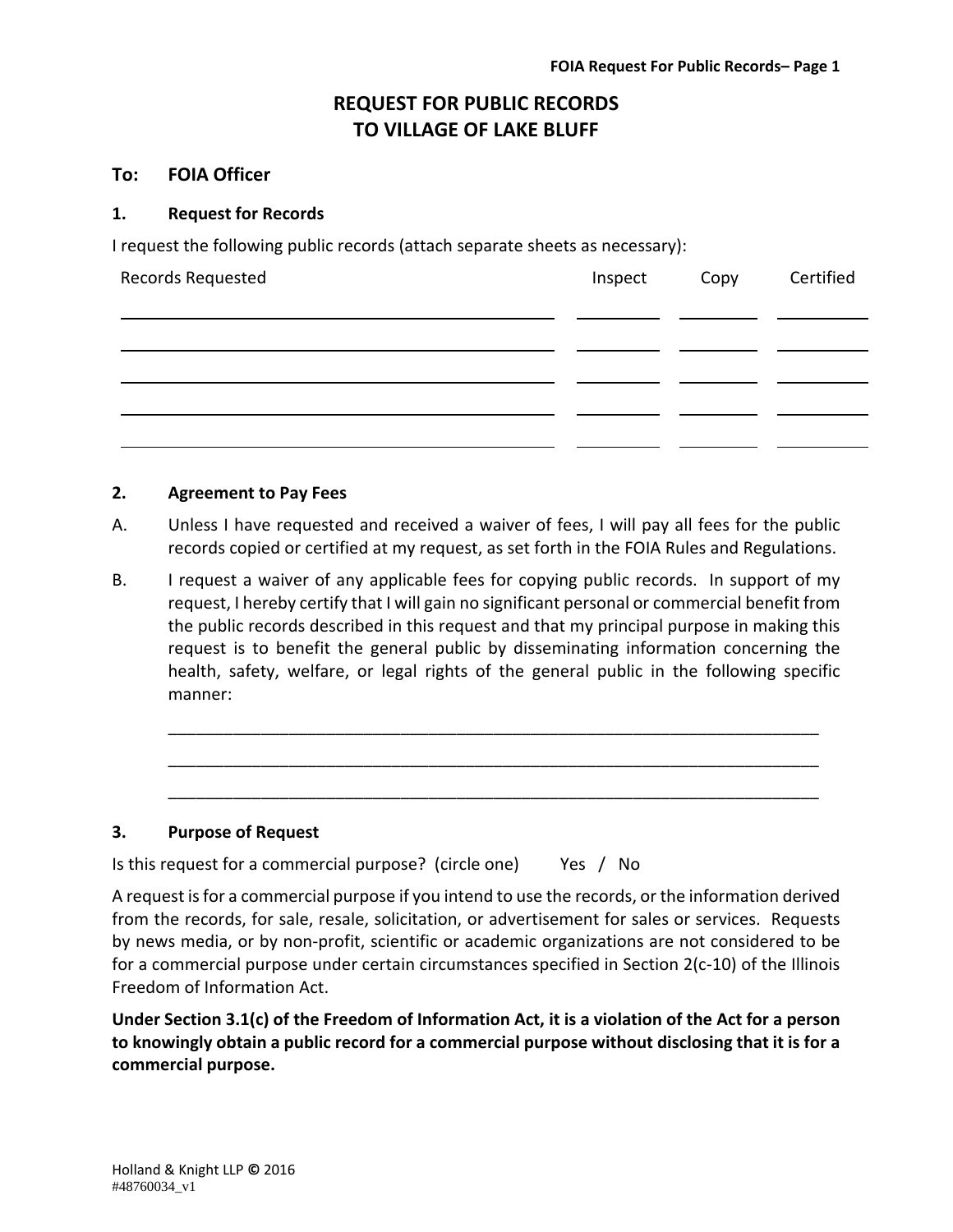# REQUEST FOR PUBLIC RECORDS
# TO VILLAGE OF LAKE BLUFF

## To: FOIA Officer

### 1. Request for Records

I request the following public records (attach separate sheets as necessary):

| Records Requested | Inspect | Copy | Certified |
|---|---|---|---|
| | | | |
| | | | |
| | | | |
| | | | |
| | | | |

### 2. Agreement to Pay Fees

A. Unless I have requested and received a waiver of fees, I will pay all fees for the public records copied or certified at my request, as set forth in the FOIA Rules and Regulations.

B. I request a waiver of any applicable fees for copying public records. In support of my request, I hereby certify that I will gain no significant personal or commercial benefit from the public records described in this request and that my principal purpose in making this request is to benefit the general public by disseminating information concerning the health, safety, welfare, or legal rights of the general public in the following specific manner:

_______________________________________________________________________

_______________________________________________________________________

_______________________________________________________________________

### 3. Purpose of Request

Is this request for a commercial purpose? (circle one) Yes / No

A request is for a commercial purpose if you intend to use the records, or the information derived from the records, for sale, resale, solicitation, or advertisement for sales or services. Requests by news media, or by non-profit, scientific or academic organizations are not considered to be for a commercial purpose under certain circumstances specified in Section 2(c-10) of the Illinois Freedom of Information Act.

**Under Section 3.1(c) of the Freedom of Information Act, it is a violation of the Act for a person to knowingly obtain a public record for a commercial purpose without disclosing that it is for a commercial purpose.**

Holland & Knight LLP © 2016
#48760034_v1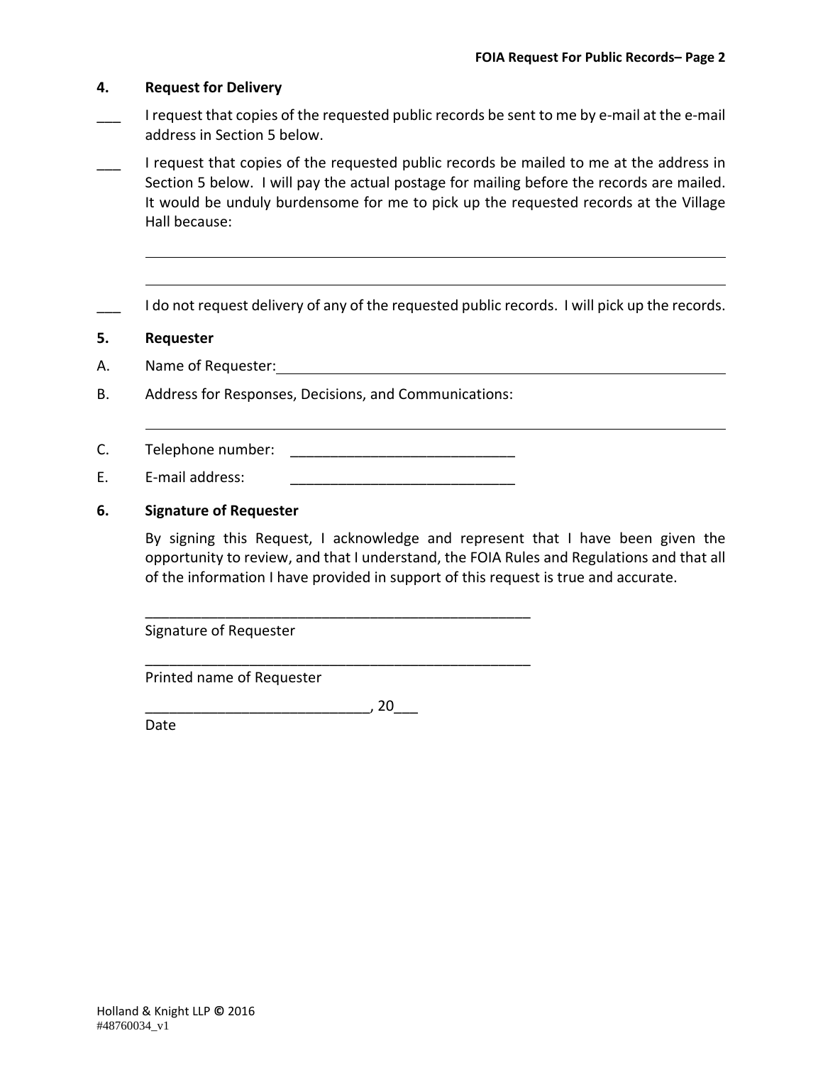**4. Request for Delivery**

___ I request that copies of the requested public records be sent to me by e-mail at the e-mail address in Section 5 below.

___ I request that copies of the requested public records be mailed to me at the address in Section 5 below. I will pay the actual postage for mailing before the records are mailed. It would be unduly burdensome for me to pick up the requested records at the Village Hall because:

________________________________________________________________________

________________________________________________________________________

___ I do not request delivery of any of the requested public records. I will pick up the records.

**5. Requester**

A. Name of Requester: ____________________________________________________

B. Address for Responses, Decisions, and Communications:

________________________________________________________________________

C. Telephone number: ____________________________

E. E-mail address: ____________________________

**6. Signature of Requester**

By signing this Request, I acknowledge and represent that I have been given the opportunity to review, and that I understand, the FOIA Rules and Regulations and that all of the information I have provided in support of this request is true and accurate.

__________________________________________________
Signature of Requester

__________________________________________________
Printed name of Requester

____________________________, 20___
Date

Holland & Knight LLP © 2016
#48760034_v1